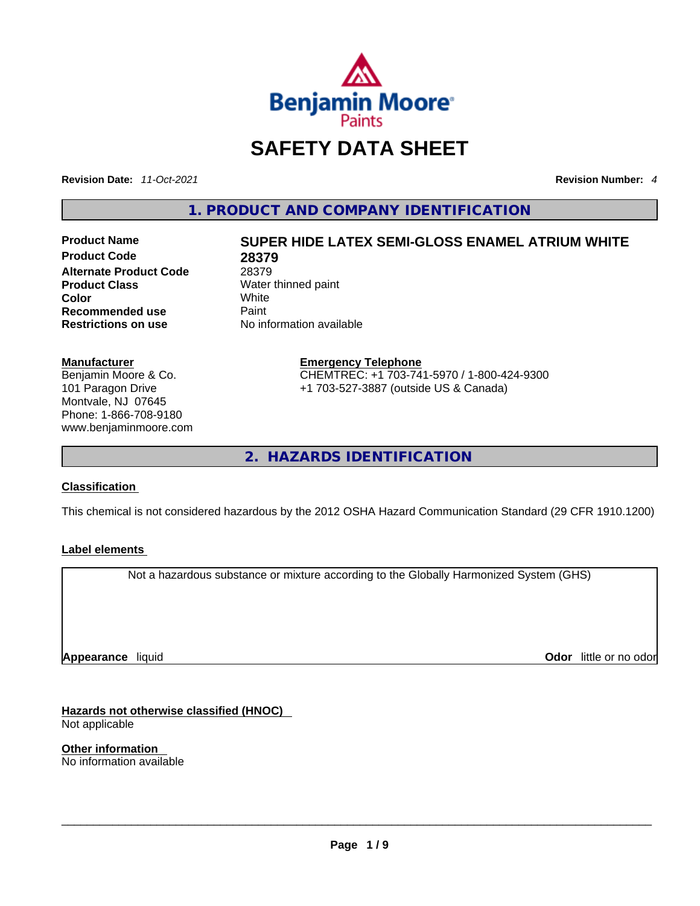# SAFETY DATA SHEET

**Revision Date:** *11-Oct-2021*

**Revision Number:** *4*

## 1. PRODUCT AND COMPANY IDENTIFICATION

| | |
|---|---|
| **Product Name** | **SUPER HIDE LATEX SEMI-GLOSS ENAMEL ATRIUM WHITE** |
| **Product Code** | **28379** |
| **Alternate Product Code** | 28379 |
| **Product Class** | Water thinned paint |
| **Color** | White |
| **Recommended use** | Paint |
| **Restrictions on use** | No information available |

**Manufacturer**
Benjamin Moore & Co.
101 Paragon Drive
Montvale, NJ 07645
Phone: 1-866-708-9180
www.benjaminmoore.com

**Emergency Telephone**
CHEMTREC: +1 703-741-5970 / 1-800-424-9300
+1 703-527-3887 (outside US & Canada)

## 2. HAZARDS IDENTIFICATION

**Classification**

This chemical is not considered hazardous by the 2012 OSHA Hazard Communication Standard (29 CFR 1910.1200)

**Label elements**

Not a hazardous substance or mixture according to the Globally Harmonized System (GHS)

**Appearance** liquid

**Odor** little or no odor

**Hazards not otherwise classified (HNOC)**
Not applicable

**Other information**
No information available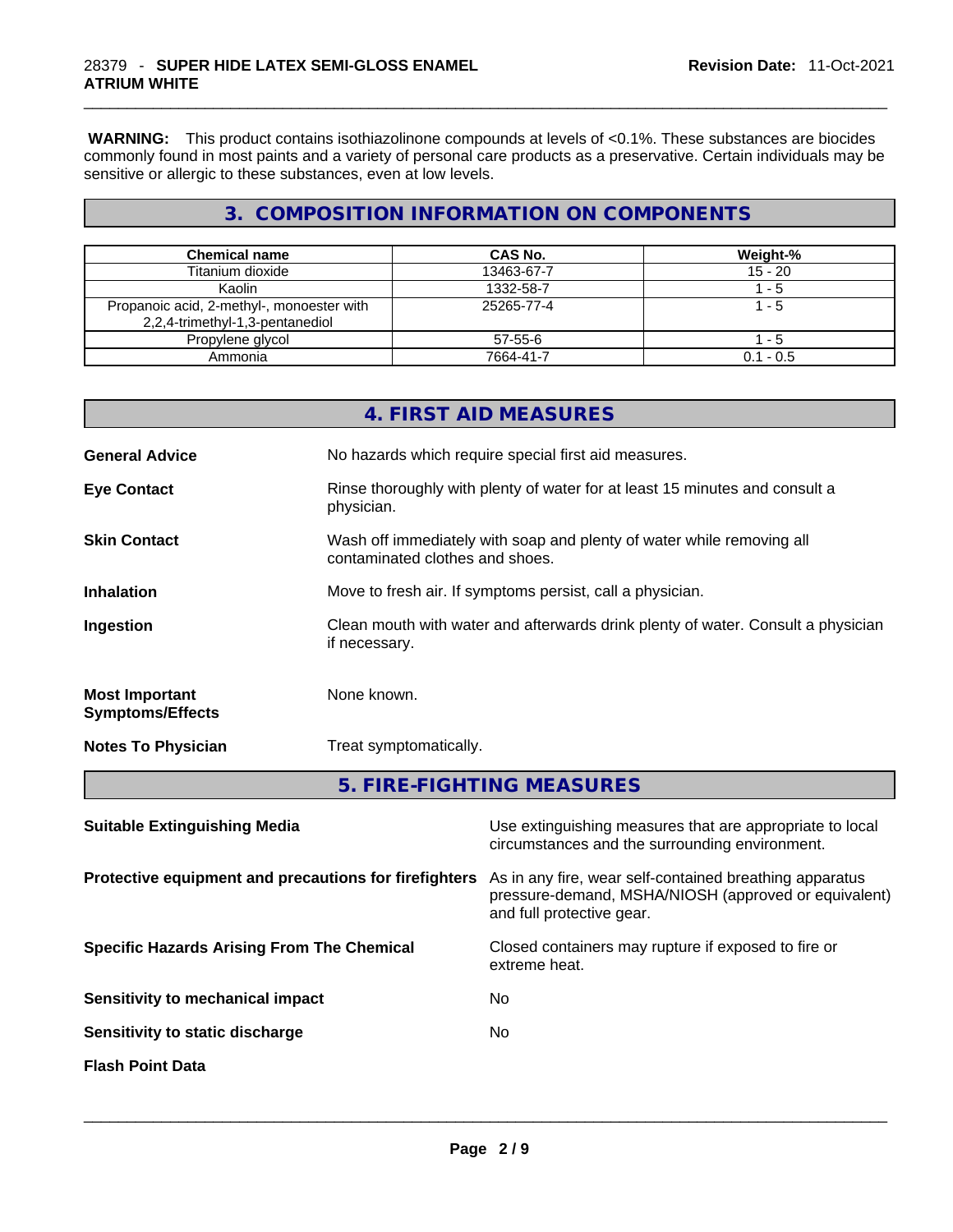**WARNING:** This product contains isothiazolinone compounds at levels of <0.1%. These substances are biocides commonly found in most paints and a variety of personal care products as a preservative. Certain individuals may be sensitive or allergic to these substances, even at low levels.

## 3. COMPOSITION INFORMATION ON COMPONENTS

| Chemical name | CAS No. | Weight-% |
|---|---|---|
| Titanium dioxide | 13463-67-7 | 15 - 20 |
| Kaolin | 1332-58-7 | 1 - 5 |
| Propanoic acid, 2-methyl-, monoester with 2,2,4-trimethyl-1,3-pentanediol | 25265-77-4 | 1 - 5 |
| Propylene glycol | 57-55-6 | 1 - 5 |
| Ammonia | 7664-41-7 | 0.1 - 0.5 |

## 4. FIRST AID MEASURES

**General Advice** No hazards which require special first aid measures.

**Eye Contact** Rinse thoroughly with plenty of water for at least 15 minutes and consult a physician.

**Skin Contact** Wash off immediately with soap and plenty of water while removing all contaminated clothes and shoes.

**Inhalation** Move to fresh air. If symptoms persist, call a physician.

**Ingestion** Clean mouth with water and afterwards drink plenty of water. Consult a physician if necessary.

**Most Important Symptoms/Effects** None known.

**Notes To Physician** Treat symptomatically.

## 5. FIRE-FIGHTING MEASURES

**Suitable Extinguishing Media** Use extinguishing measures that are appropriate to local circumstances and the surrounding environment.

**Protective equipment and precautions for firefighters** As in any fire, wear self-contained breathing apparatus pressure-demand, MSHA/NIOSH (approved or equivalent) and full protective gear.

**Specific Hazards Arising From The Chemical** Closed containers may rupture if exposed to fire or extreme heat.

**Sensitivity to mechanical impact** No

**Sensitivity to static discharge** No

**Flash Point Data**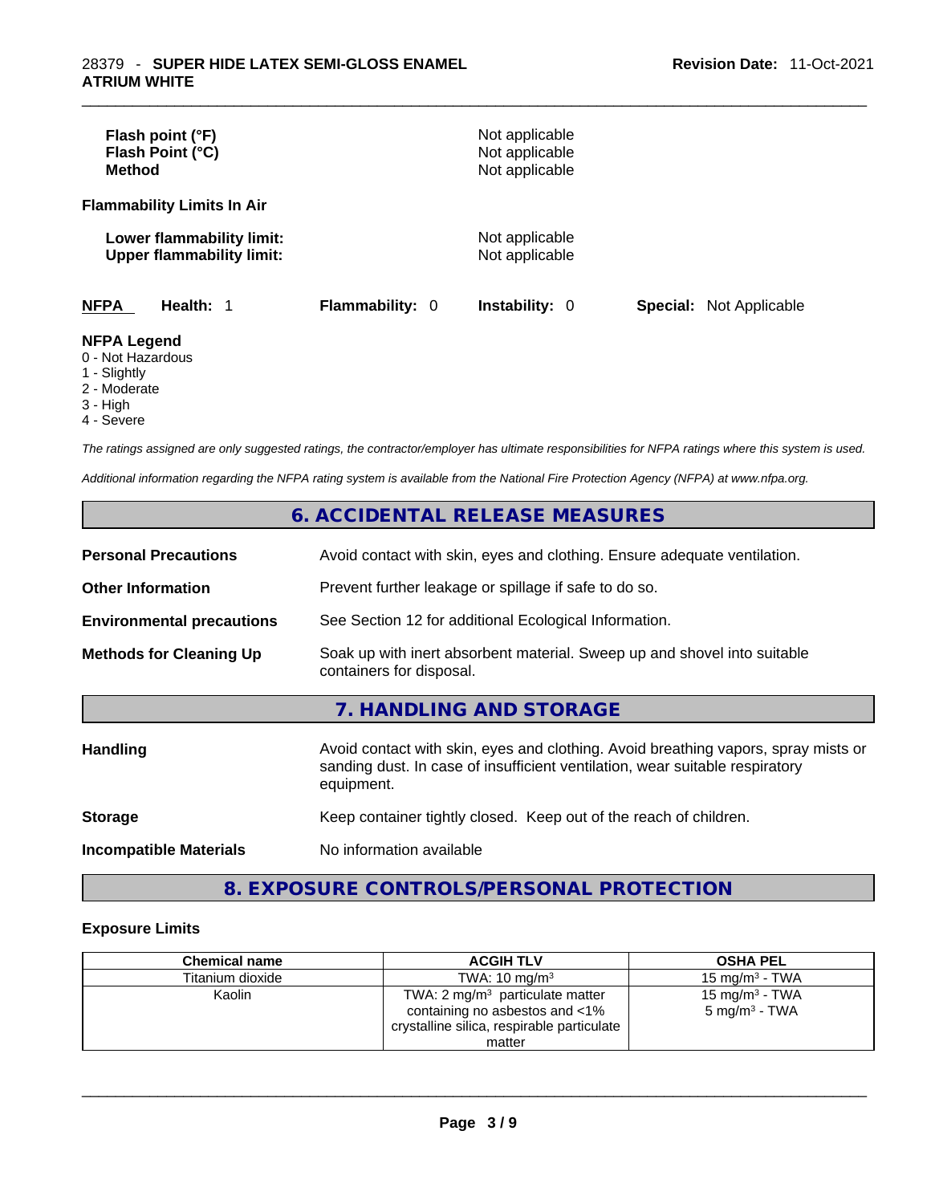| | |
|---|---|
| **Flash point (°F)** | Not applicable |
| **Flash Point (°C)** | Not applicable |
| **Method** | Not applicable |

**Flammability Limits In Air**

| | |
|---|---|
| **Lower flammability limit:** | Not applicable |
| **Upper flammability limit:** | Not applicable |

**NFPA** **Health:** 1 **Flammability:** 0 **Instability:** 0 **Special:** Not Applicable

**NFPA Legend**
0 - Not Hazardous
1 - Slightly
2 - Moderate
3 - High
4 - Severe

*The ratings assigned are only suggested ratings, the contractor/employer has ultimate responsibilities for NFPA ratings where this system is used.*

*Additional information regarding the NFPA rating system is available from the National Fire Protection Agency (NFPA) at www.nfpa.org.*

## 6. ACCIDENTAL RELEASE MEASURES

| | |
|---|---|
| **Personal Precautions** | Avoid contact with skin, eyes and clothing. Ensure adequate ventilation. |
| **Other Information** | Prevent further leakage or spillage if safe to do so. |
| **Environmental precautions** | See Section 12 for additional Ecological Information. |
| **Methods for Cleaning Up** | Soak up with inert absorbent material. Sweep up and shovel into suitable containers for disposal. |

## 7. HANDLING AND STORAGE

| | |
|---|---|
| **Handling** | Avoid contact with skin, eyes and clothing. Avoid breathing vapors, spray mists or sanding dust. In case of insufficient ventilation, wear suitable respiratory equipment. |
| **Storage** | Keep container tightly closed. Keep out of the reach of children. |
| **Incompatible Materials** | No information available |

## 8. EXPOSURE CONTROLS/PERSONAL PROTECTION

### Exposure Limits

| Chemical name | ACGIH TLV | OSHA PEL |
|---|---|---|
| Titanium dioxide | TWA: 10 mg/m³ | 15 mg/m³ - TWA |
| Kaolin | TWA: 2 mg/m³ particulate matter containing no asbestos and <1% crystalline silica, respirable particulate matter | 15 mg/m³ - TWA<br>5 mg/m³ - TWA |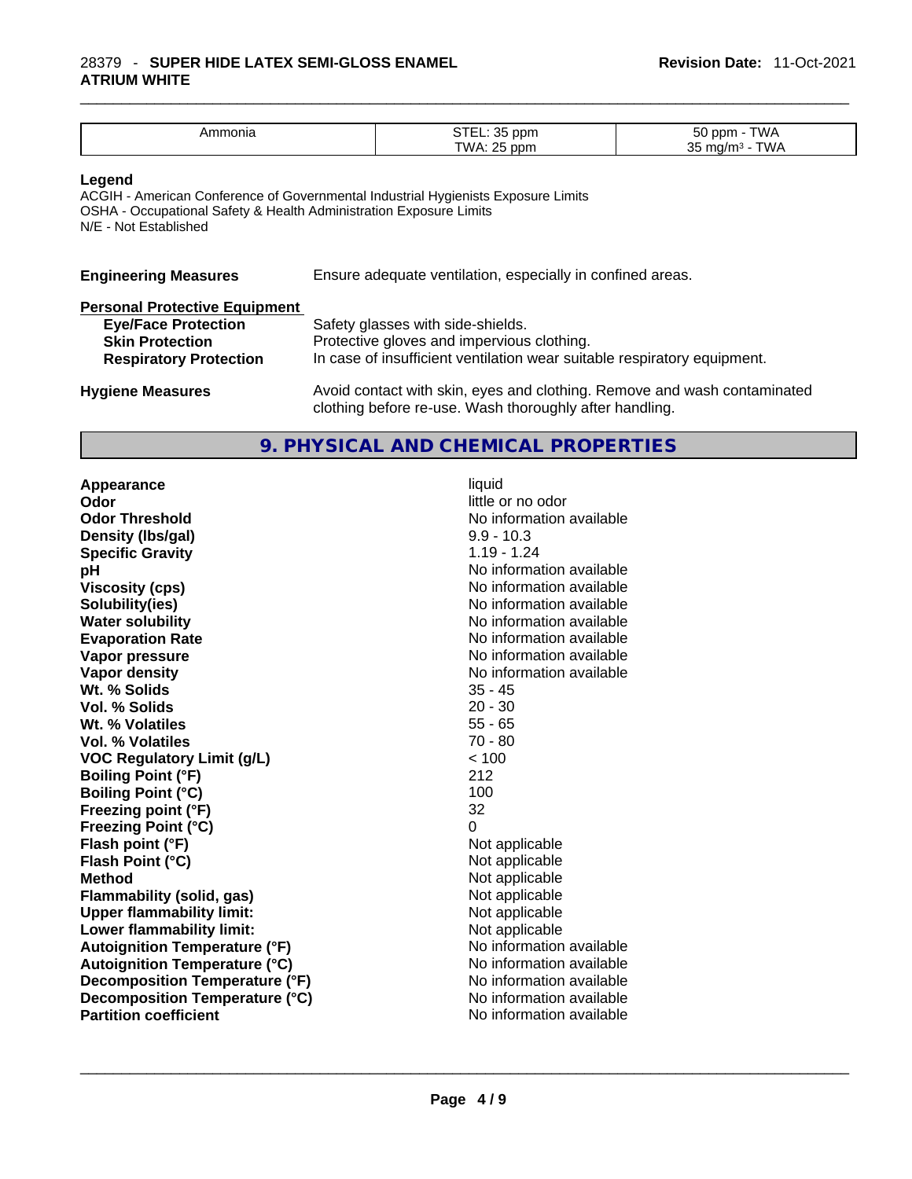| Ammonia | STEL: 35 ppm<br>TWA: 25 ppm | 50 ppm - TWA<br>35 mg/m³ - TWA |
|---|---|---|

**Legend**

ACGIH - American Conference of Governmental Industrial Hygienists Exposure Limits
OSHA - Occupational Safety & Health Administration Exposure Limits
N/E - Not Established

**Engineering Measures** Ensure adequate ventilation, especially in confined areas.

**Personal Protective Equipment**

**Eye/Face Protection** Safety glasses with side-shields.
**Skin Protection** Protective gloves and impervious clothing.
**Respiratory Protection** In case of insufficient ventilation wear suitable respiratory equipment.

**Hygiene Measures** Avoid contact with skin, eyes and clothing. Remove and wash contaminated clothing before re-use. Wash thoroughly after handling.

## 9. PHYSICAL AND CHEMICAL PROPERTIES

| | |
|---|---|
| **Appearance** | liquid |
| **Odor** | little or no odor |
| **Odor Threshold** | No information available |
| **Density (lbs/gal)** | 9.9 - 10.3 |
| **Specific Gravity** | 1.19 - 1.24 |
| **pH** | No information available |
| **Viscosity (cps)** | No information available |
| **Solubility(ies)** | No information available |
| **Water solubility** | No information available |
| **Evaporation Rate** | No information available |
| **Vapor pressure** | No information available |
| **Vapor density** | No information available |
| **Wt. % Solids** | 35 - 45 |
| **Vol. % Solids** | 20 - 30 |
| **Wt. % Volatiles** | 55 - 65 |
| **Vol. % Volatiles** | 70 - 80 |
| **VOC Regulatory Limit (g/L)** | < 100 |
| **Boiling Point (°F)** | 212 |
| **Boiling Point (°C)** | 100 |
| **Freezing point (°F)** | 32 |
| **Freezing Point (°C)** | 0 |
| **Flash point (°F)** | Not applicable |
| **Flash Point (°C)** | Not applicable |
| **Method** | Not applicable |
| **Flammability (solid, gas)** | Not applicable |
| **Upper flammability limit:** | Not applicable |
| **Lower flammability limit:** | Not applicable |
| **Autoignition Temperature (°F)** | No information available |
| **Autoignition Temperature (°C)** | No information available |
| **Decomposition Temperature (°F)** | No information available |
| **Decomposition Temperature (°C)** | No information available |
| **Partition coefficient** | No information available |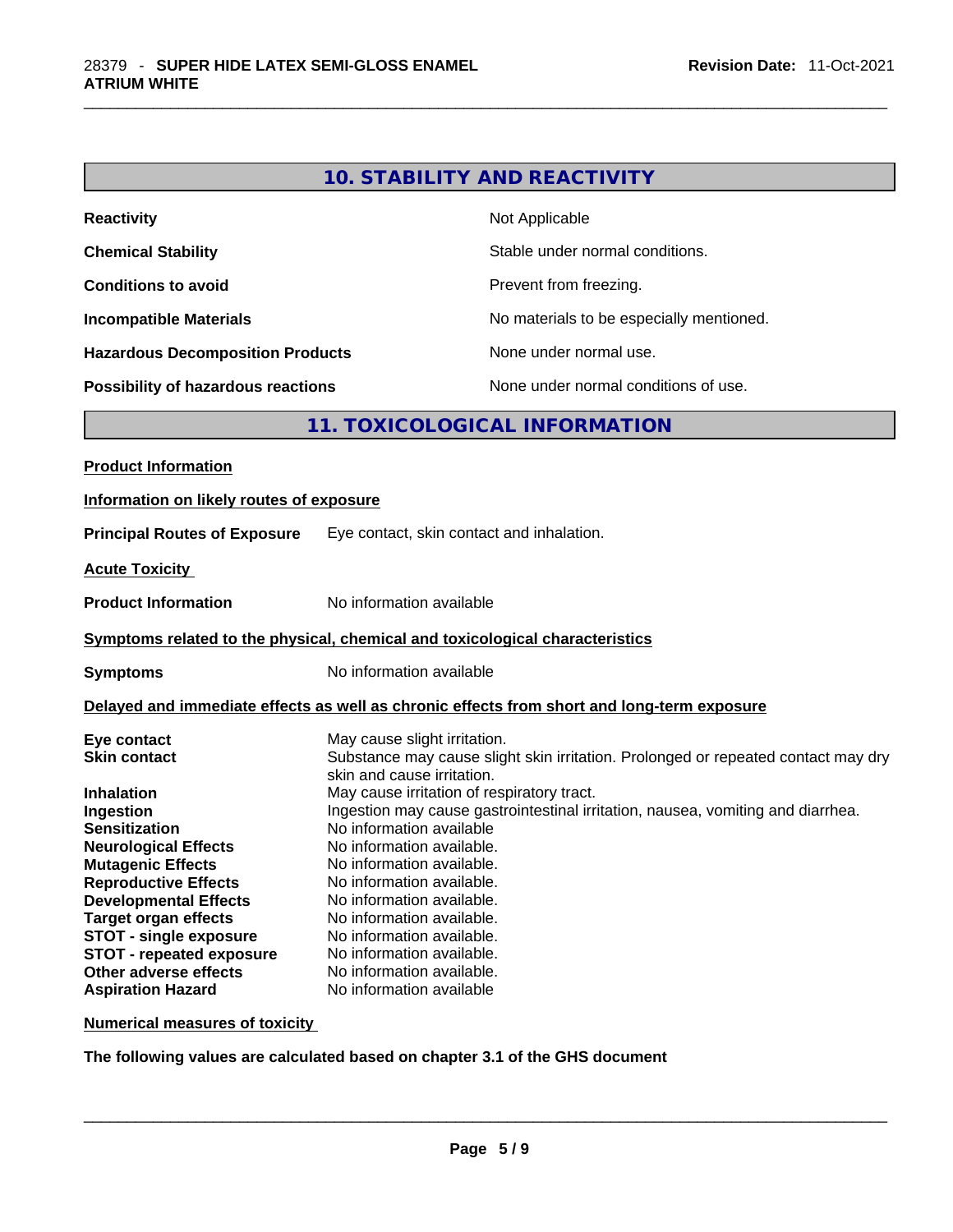## 10. STABILITY AND REACTIVITY

| | |
|---|---|
| **Reactivity** | Not Applicable |
| **Chemical Stability** | Stable under normal conditions. |
| **Conditions to avoid** | Prevent from freezing. |
| **Incompatible Materials** | No materials to be especially mentioned. |
| **Hazardous Decomposition Products** | None under normal use. |
| **Possibility of hazardous reactions** | None under normal conditions of use. |

## 11. TOXICOLOGICAL INFORMATION

**Product Information**

**Information on likely routes of exposure**

**Principal Routes of Exposure** Eye contact, skin contact and inhalation.

**Acute Toxicity**

**Product Information** No information available

**Symptoms related to the physical, chemical and toxicological characteristics**

**Symptoms** No information available

**Delayed and immediate effects as well as chronic effects from short and long-term exposure**

| | |
|---|---|
| **Eye contact** | May cause slight irritation. |
| **Skin contact** | Substance may cause slight skin irritation. Prolonged or repeated contact may dry skin and cause irritation. |
| **Inhalation** | May cause irritation of respiratory tract. |
| **Ingestion** | Ingestion may cause gastrointestinal irritation, nausea, vomiting and diarrhea. |
| **Sensitization** | No information available |
| **Neurological Effects** | No information available. |
| **Mutagenic Effects** | No information available. |
| **Reproductive Effects** | No information available. |
| **Developmental Effects** | No information available. |
| **Target organ effects** | No information available. |
| **STOT - single exposure** | No information available. |
| **STOT - repeated exposure** | No information available. |
| **Other adverse effects** | No information available. |
| **Aspiration Hazard** | No information available |

**Numerical measures of toxicity**

**The following values are calculated based on chapter 3.1 of the GHS document**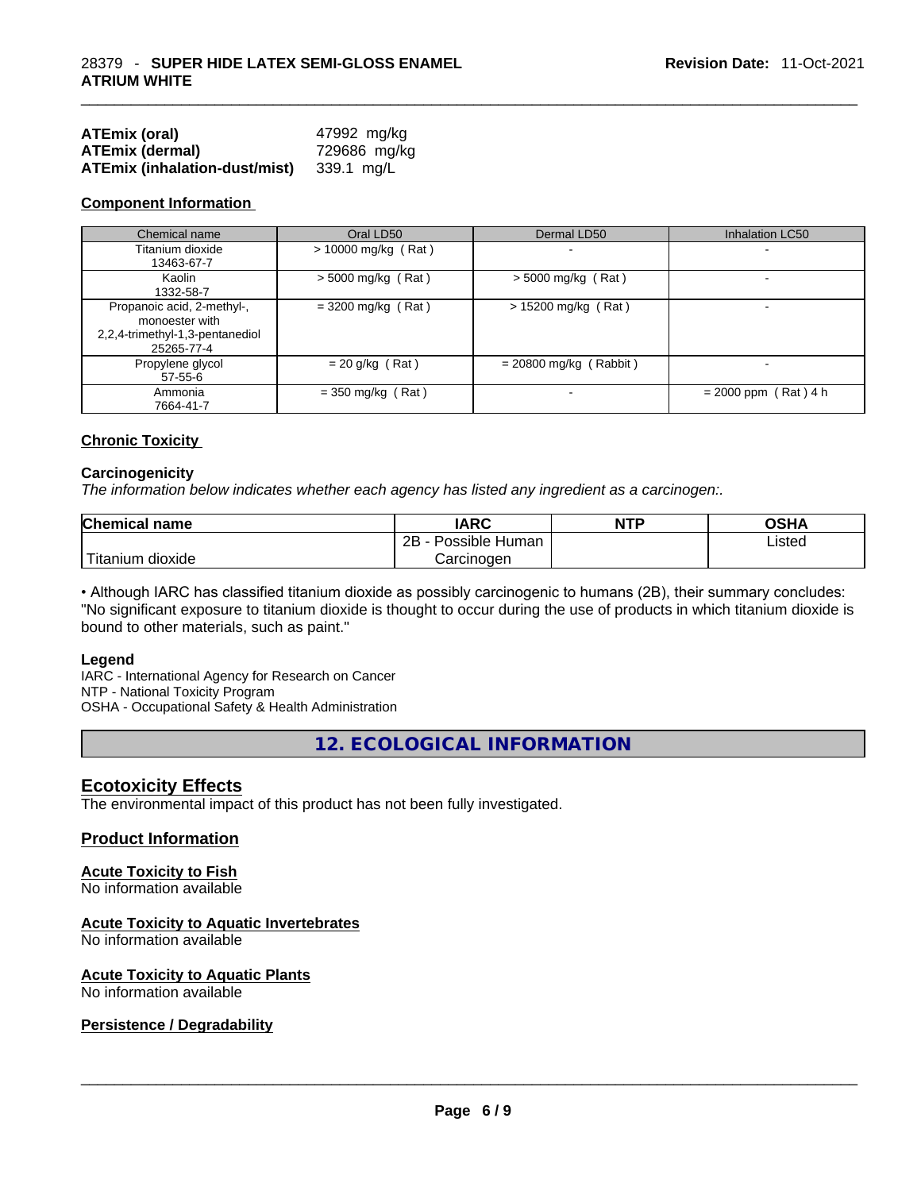| | |
|---|---|
| **ATEmix (oral)** | 47992 mg/kg |
| **ATEmix (dermal)** | 729686 mg/kg |
| **ATEmix (inhalation-dust/mist)** | 339.1 mg/L |

### Component Information

| Chemical name | Oral LD50 | Dermal LD50 | Inhalation LC50 |
|---|---|---|---|
| Titanium dioxide<br>13463-67-7 | > 10000 mg/kg ( Rat ) | - | - |
| Kaolin<br>1332-58-7 | > 5000 mg/kg ( Rat ) | > 5000 mg/kg ( Rat ) | - |
| Propanoic acid, 2-methyl-, monoester with 2,2,4-trimethyl-1,3-pentanediol<br>25265-77-4 | = 3200 mg/kg ( Rat ) | > 15200 mg/kg ( Rat ) | - |
| Propylene glycol<br>57-55-6 | = 20 g/kg ( Rat ) | = 20800 mg/kg ( Rabbit ) | - |
| Ammonia<br>7664-41-7 | = 350 mg/kg ( Rat ) | - | = 2000 ppm ( Rat ) 4 h |

### Chronic Toxicity

#### Carcinogenicity

*The information below indicates whether each agency has listed any ingredient as a carcinogen:.*

| Chemical name | IARC | NTP | OSHA |
|---|---|---|---|
| Titanium dioxide | 2B - Possible Human Carcinogen | | Listed |

• Although IARC has classified titanium dioxide as possibly carcinogenic to humans (2B), their summary concludes: "No significant exposure to titanium dioxide is thought to occur during the use of products in which titanium dioxide is bound to other materials, such as paint."

**Legend**

IARC - International Agency for Research on Cancer
NTP - National Toxicity Program
OSHA - Occupational Safety & Health Administration

## 12. ECOLOGICAL INFORMATION

### Ecotoxicity Effects

The environmental impact of this product has not been fully investigated.

### Product Information

#### Acute Toxicity to Fish

No information available

#### Acute Toxicity to Aquatic Invertebrates

No information available

#### Acute Toxicity to Aquatic Plants

No information available

#### Persistence / Degradability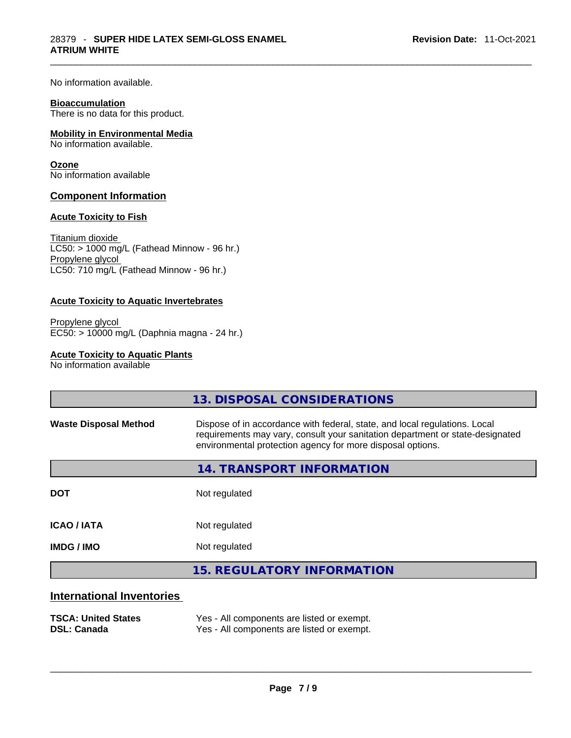No information available.

**Bioaccumulation**
There is no data for this product.

**Mobility in Environmental Media**
No information available.

**Ozone**
No information available

## Component Information

**Acute Toxicity to Fish**

Titanium dioxide
LC50: > 1000 mg/L (Fathead Minnow - 96 hr.)
Propylene glycol
LC50: 710 mg/L (Fathead Minnow - 96 hr.)

**Acute Toxicity to Aquatic Invertebrates**

Propylene glycol
EC50: > 10000 mg/L (Daphnia magna - 24 hr.)

**Acute Toxicity to Aquatic Plants**
No information available

## 13. DISPOSAL CONSIDERATIONS

| | |
|---|---|
| **Waste Disposal Method** | Dispose of in accordance with federal, state, and local regulations. Local requirements may vary, consult your sanitation department or state-designated environmental protection agency for more disposal options. |

## 14. TRANSPORT INFORMATION

| | |
|---|---|
| **DOT** | Not regulated |
| **ICAO / IATA** | Not regulated |
| **IMDG / IMO** | Not regulated |

## 15. REGULATORY INFORMATION

## International Inventories

| | |
|---|---|
| **TSCA: United States** | Yes - All components are listed or exempt. |
| **DSL: Canada** | Yes - All components are listed or exempt. |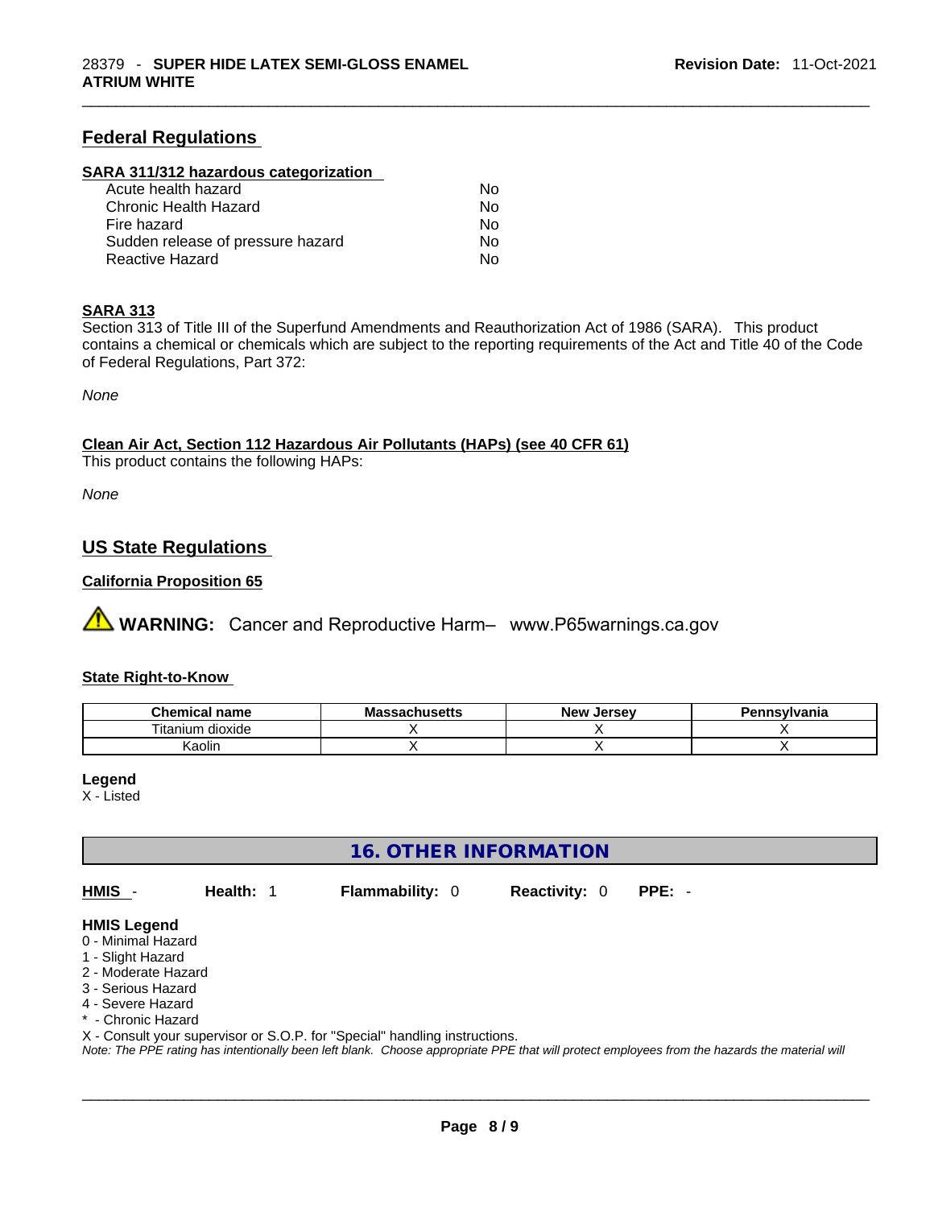## Federal Regulations

### SARA 311/312 hazardous categorization

| | |
|---|---|
| Acute health hazard | No |
| Chronic Health Hazard | No |
| Fire hazard | No |
| Sudden release of pressure hazard | No |
| Reactive Hazard | No |

### SARA 313

Section 313 of Title III of the Superfund Amendments and Reauthorization Act of 1986 (SARA). This product contains a chemical or chemicals which are subject to the reporting requirements of the Act and Title 40 of the Code of Federal Regulations, Part 372:

*None*

### Clean Air Act, Section 112 Hazardous Air Pollutants (HAPs) (see 40 CFR 61)

This product contains the following HAPs:

*None*

## US State Regulations

### California Proposition 65

**WARNING:** Cancer and Reproductive Harm– www.P65warnings.ca.gov

### State Right-to-Know

| Chemical name | Massachusetts | New Jersey | Pennsylvania |
|---|---|---|---|
| Titanium dioxide | X | X | X |
| Kaolin | X | X | X |

**Legend**
X - Listed

## 16. OTHER INFORMATION

**HMIS** - **Health:** 1 **Flammability:** 0 **Reactivity:** 0 **PPE:** -

**HMIS Legend**
0 - Minimal Hazard
1 - Slight Hazard
2 - Moderate Hazard
3 - Serious Hazard
4 - Severe Hazard
* - Chronic Hazard
X - Consult your supervisor or S.O.P. for "Special" handling instructions.

*Note: The PPE rating has intentionally been left blank. Choose appropriate PPE that will protect employees from the hazards the material will*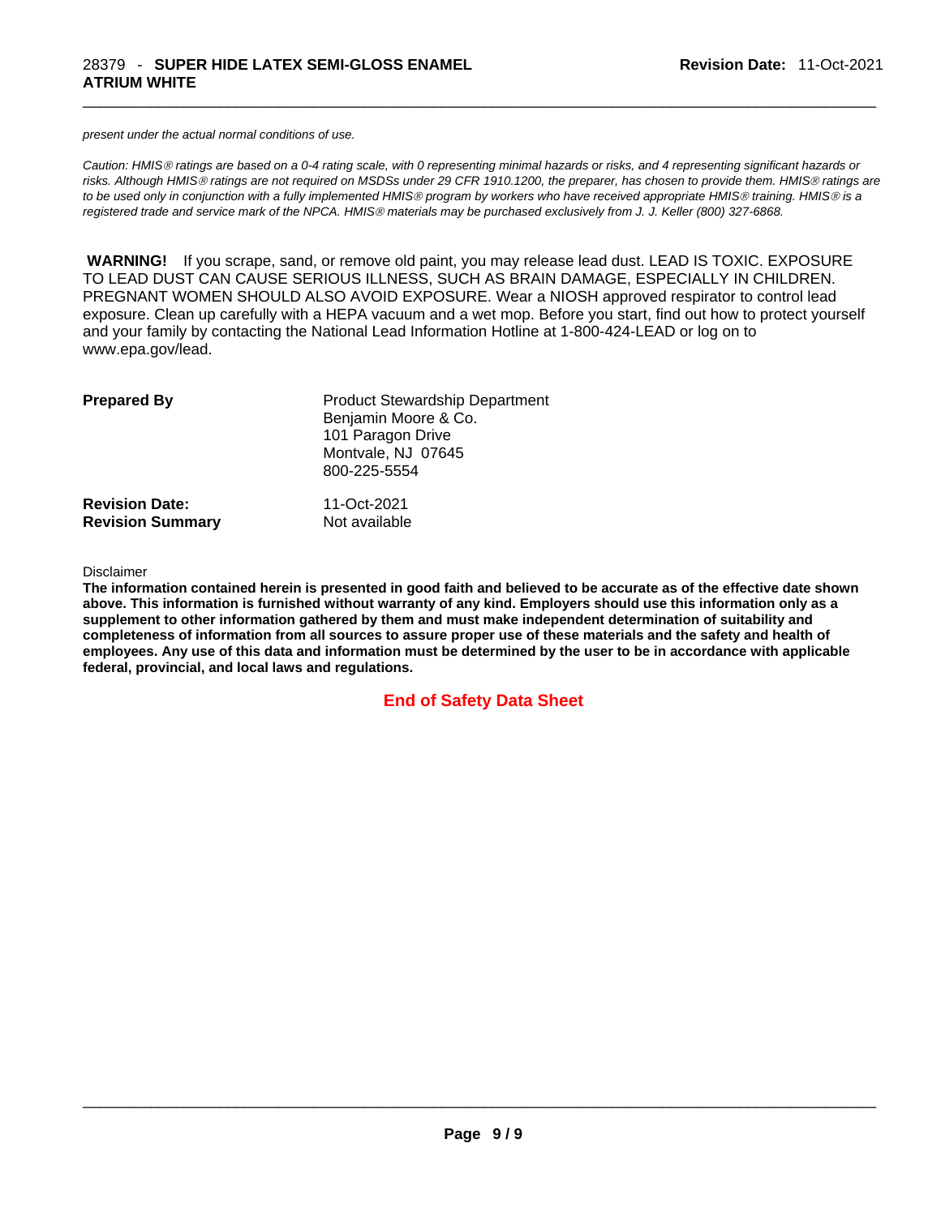*present under the actual normal conditions of use.*

*Caution: HMIS® ratings are based on a 0-4 rating scale, with 0 representing minimal hazards or risks, and 4 representing significant hazards or risks. Although HMIS® ratings are not required on MSDSs under 29 CFR 1910.1200, the preparer, has chosen to provide them. HMIS® ratings are to be used only in conjunction with a fully implemented HMIS® program by workers who have received appropriate HMIS® training. HMIS® is a registered trade and service mark of the NPCA. HMIS® materials may be purchased exclusively from J. J. Keller (800) 327-6868.*

**WARNING!** If you scrape, sand, or remove old paint, you may release lead dust. LEAD IS TOXIC. EXPOSURE TO LEAD DUST CAN CAUSE SERIOUS ILLNESS, SUCH AS BRAIN DAMAGE, ESPECIALLY IN CHILDREN. PREGNANT WOMEN SHOULD ALSO AVOID EXPOSURE. Wear a NIOSH approved respirator to control lead exposure. Clean up carefully with a HEPA vacuum and a wet mop. Before you start, find out how to protect yourself and your family by contacting the National Lead Information Hotline at 1-800-424-LEAD or log on to www.epa.gov/lead.

| | |
|---|---|
| **Prepared By** | Product Stewardship Department<br>Benjamin Moore & Co.<br>101 Paragon Drive<br>Montvale, NJ 07645<br>800-225-5554 |
| **Revision Date:** | 11-Oct-2021 |
| **Revision Summary** | Not available |

Disclaimer

**The information contained herein is presented in good faith and believed to be accurate as of the effective date shown above. This information is furnished without warranty of any kind. Employers should use this information only as a supplement to other information gathered by them and must make independent determination of suitability and completeness of information from all sources to assure proper use of these materials and the safety and health of employees. Any use of this data and information must be determined by the user to be in accordance with applicable federal, provincial, and local laws and regulations.**

**End of Safety Data Sheet**